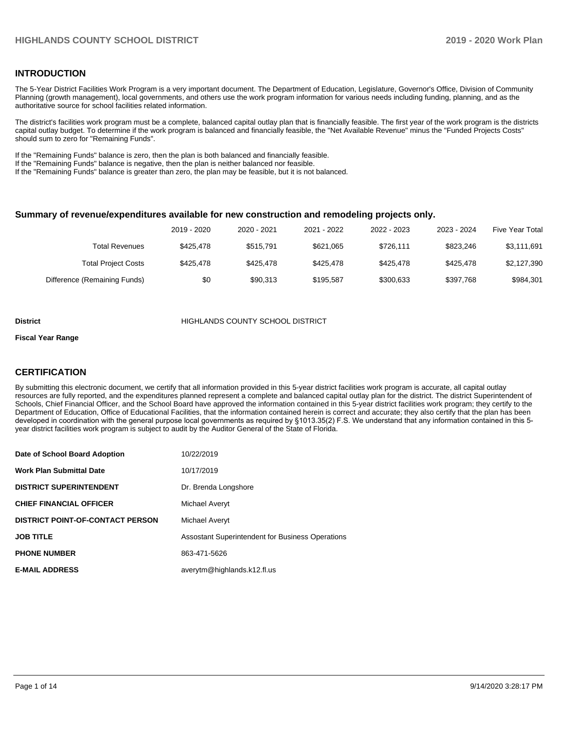## INTRODUCTION

The 5-Year District Facilities Work Program is a very important document. The Department of Education, Legislature, Governor's Office, Division of Community Planning (growth management), local governments, and others use the work program information for various needs including funding, planning, and as the authoritative source for school facilities related information.

The district's facilities work program must be a complete, balanced capital outlay plan that is financially feasible. The first year of the work program is the districts capital outlay budget. To determine if the work program is balanced and financially feasible, the "Net Available Revenue" minus the "Funded Projects Costs" should sum to zero for "Remaining Funds".

If the "Remaining Funds" balance is zero, then the plan is both balanced and financially feasible.
If the "Remaining Funds" balance is negative, then the plan is neither balanced nor feasible.
If the "Remaining Funds" balance is greater than zero, the plan may be feasible, but it is not balanced.

### Summary of revenue/expenditures available for new construction and remodeling projects only.

| | 2019 - 2020 | 2020 - 2021 | 2021 - 2022 | 2022 - 2023 | 2023 - 2024 | Five Year Total |
|---|---|---|---|---|---|---|
| Total Revenues | $425,478 | $515,791 | $621,065 | $726,111 | $823,246 | $3,111,691 |
| Total Project Costs | $425,478 | $425,478 | $425,478 | $425,478 | $425,478 | $2,127,390 |
| Difference (Remaining Funds) | $0 | $90,313 | $195,587 | $300,633 | $397,768 | $984,301 |

**District** HIGHLANDS COUNTY SCHOOL DISTRICT

**Fiscal Year Range**

## CERTIFICATION

By submitting this electronic document, we certify that all information provided in this 5-year district facilities work program is accurate, all capital outlay resources are fully reported, and the expenditures planned represent a complete and balanced capital outlay plan for the district. The district Superintendent of Schools, Chief Financial Officer, and the School Board have approved the information contained in this 5-year district facilities work program; they certify to the Department of Education, Office of Educational Facilities, that the information contained herein is correct and accurate; they also certify that the plan has been developed in coordination with the general purpose local governments as required by §1013.35(2) F.S. We understand that any information contained in this 5-year district facilities work program is subject to audit by the Auditor General of the State of Florida.

| | |
|---|---|
| **Date of School Board Adoption** | 10/22/2019 |
| **Work Plan Submittal Date** | 10/17/2019 |
| **DISTRICT SUPERINTENDENT** | Dr. Brenda Longshore |
| **CHIEF FINANCIAL OFFICER** | Michael Averyt |
| **DISTRICT POINT-OF-CONTACT PERSON** | Michael Averyt |
| **JOB TITLE** | Assostant Superintendent for Business Operations |
| **PHONE NUMBER** | 863-471-5626 |
| **E-MAIL ADDRESS** | averytm@highlands.k12.fl.us |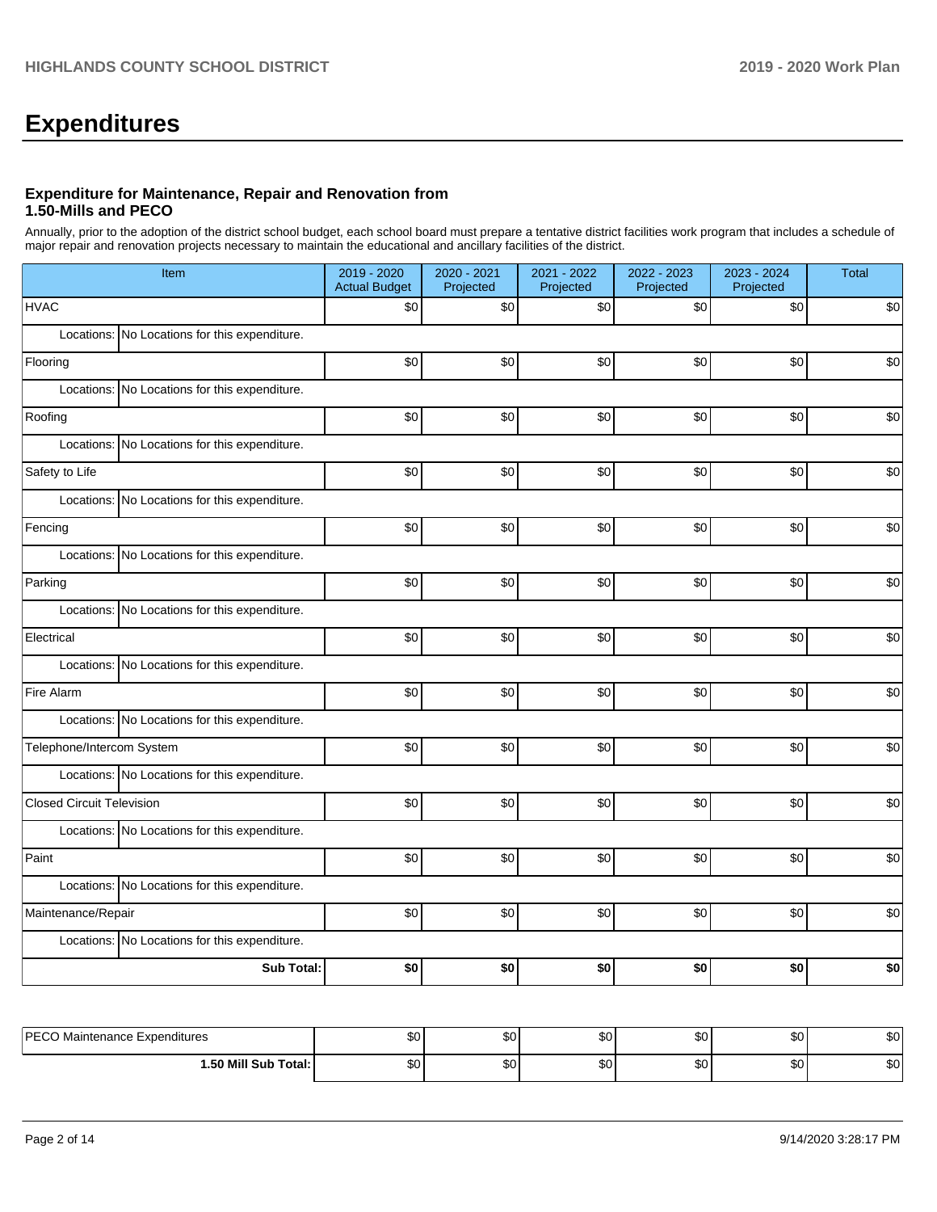# Expenditures

### Expenditure for Maintenance, Repair and Renovation from 1.50-Mills and PECO

Annually, prior to the adoption of the district school budget, each school board must prepare a tentative district facilities work program that includes a schedule of major repair and renovation projects necessary to maintain the educational and ancillary facilities of the district.

| Item | 2019 - 2020 Actual Budget | 2020 - 2021 Projected | 2021 - 2022 Projected | 2022 - 2023 Projected | 2023 - 2024 Projected | Total |
|---|---|---|---|---|---|---|
| HVAC | $0 | $0 | $0 | $0 | $0 | $0 |
| Locations: No Locations for this expenditure. | | | | | | |
| Flooring | $0 | $0 | $0 | $0 | $0 | $0 |
| Locations: No Locations for this expenditure. | | | | | | |
| Roofing | $0 | $0 | $0 | $0 | $0 | $0 |
| Locations: No Locations for this expenditure. | | | | | | |
| Safety to Life | $0 | $0 | $0 | $0 | $0 | $0 |
| Locations: No Locations for this expenditure. | | | | | | |
| Fencing | $0 | $0 | $0 | $0 | $0 | $0 |
| Locations: No Locations for this expenditure. | | | | | | |
| Parking | $0 | $0 | $0 | $0 | $0 | $0 |
| Locations: No Locations for this expenditure. | | | | | | |
| Electrical | $0 | $0 | $0 | $0 | $0 | $0 |
| Locations: No Locations for this expenditure. | | | | | | |
| Fire Alarm | $0 | $0 | $0 | $0 | $0 | $0 |
| Locations: No Locations for this expenditure. | | | | | | |
| Telephone/Intercom System | $0 | $0 | $0 | $0 | $0 | $0 |
| Locations: No Locations for this expenditure. | | | | | | |
| Closed Circuit Television | $0 | $0 | $0 | $0 | $0 | $0 |
| Locations: No Locations for this expenditure. | | | | | | |
| Paint | $0 | $0 | $0 | $0 | $0 | $0 |
| Locations: No Locations for this expenditure. | | | | | | |
| Maintenance/Repair | $0 | $0 | $0 | $0 | $0 | $0 |
| Locations: No Locations for this expenditure. | | | | | | |
| **Sub Total:** | **$0** | **$0** | **$0** | **$0** | **$0** | **$0** |

| | | | | | | |
|---|---|---|---|---|---|---|
| PECO Maintenance Expenditures | $0 | $0 | $0 | $0 | $0 | $0 |
| **1.50 Mill Sub Total:** | $0 | $0 | $0 | $0 | $0 | $0 |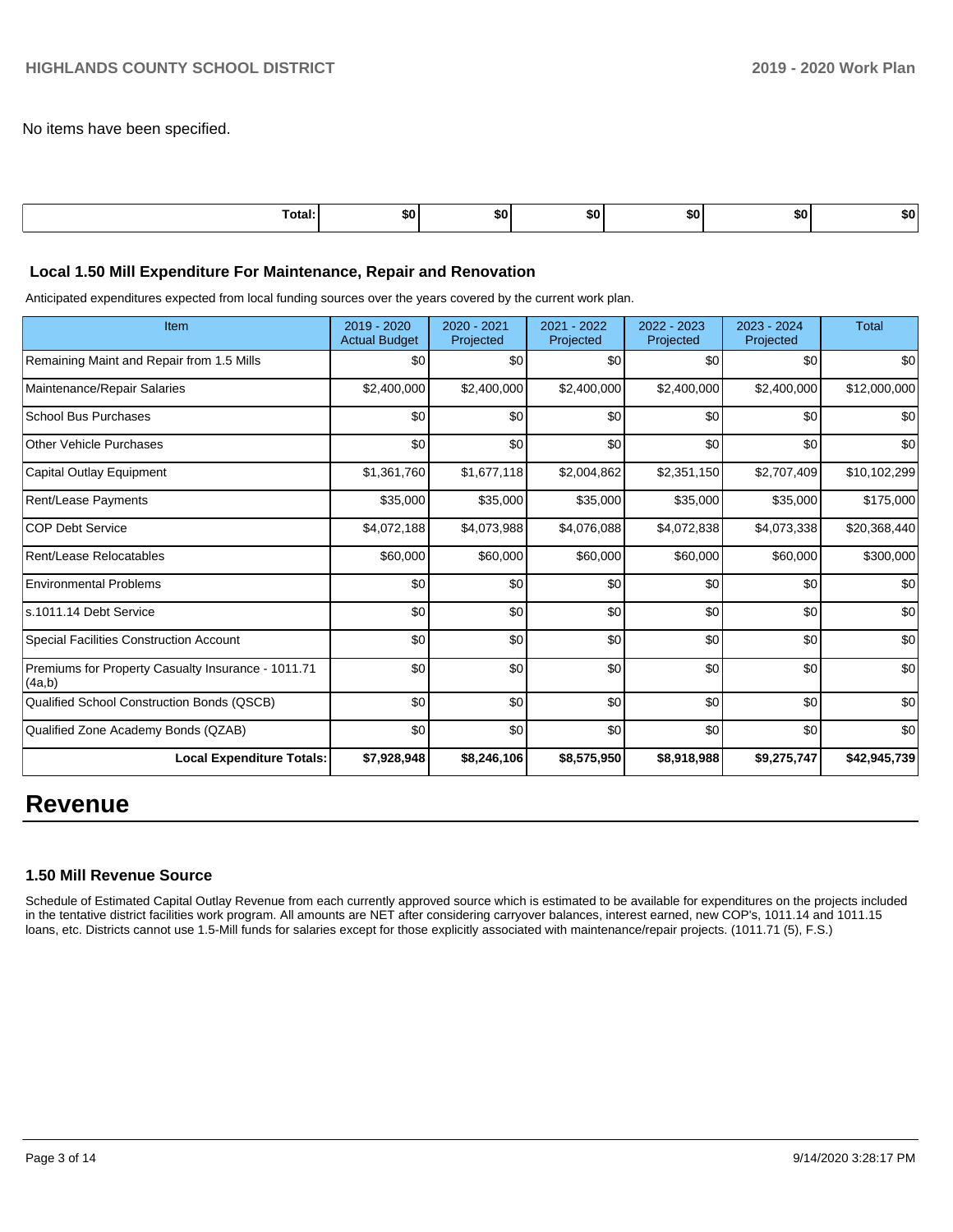No items have been specified.

| Total: | $0 | $0 | $0 | $0 | $0 | $0 |
|---|---|---|---|---|---|---|

### Local 1.50 Mill Expenditure For Maintenance, Repair and Renovation

Anticipated expenditures expected from local funding sources over the years covered by the current work plan.

| Item | 2019 - 2020 Actual Budget | 2020 - 2021 Projected | 2021 - 2022 Projected | 2022 - 2023 Projected | 2023 - 2024 Projected | Total |
|---|---|---|---|---|---|---|
| Remaining Maint and Repair from 1.5 Mills | $0 | $0 | $0 | $0 | $0 | $0 |
| Maintenance/Repair Salaries | $2,400,000 | $2,400,000 | $2,400,000 | $2,400,000 | $2,400,000 | $12,000,000 |
| School Bus Purchases | $0 | $0 | $0 | $0 | $0 | $0 |
| Other Vehicle Purchases | $0 | $0 | $0 | $0 | $0 | $0 |
| Capital Outlay Equipment | $1,361,760 | $1,677,118 | $2,004,862 | $2,351,150 | $2,707,409 | $10,102,299 |
| Rent/Lease Payments | $35,000 | $35,000 | $35,000 | $35,000 | $35,000 | $175,000 |
| COP Debt Service | $4,072,188 | $4,073,988 | $4,076,088 | $4,072,838 | $4,073,338 | $20,368,440 |
| Rent/Lease Relocatables | $60,000 | $60,000 | $60,000 | $60,000 | $60,000 | $300,000 |
| Environmental Problems | $0 | $0 | $0 | $0 | $0 | $0 |
| s.1011.14 Debt Service | $0 | $0 | $0 | $0 | $0 | $0 |
| Special Facilities Construction Account | $0 | $0 | $0 | $0 | $0 | $0 |
| Premiums for Property Casualty Insurance - 1011.71 (4a,b) | $0 | $0 | $0 | $0 | $0 | $0 |
| Qualified School Construction Bonds (QSCB) | $0 | $0 | $0 | $0 | $0 | $0 |
| Qualified Zone Academy Bonds (QZAB) | $0 | $0 | $0 | $0 | $0 | $0 |
| **Local Expenditure Totals:** | **$7,928,948** | **$8,246,106** | **$8,575,950** | **$8,918,988** | **$9,275,747** | **$42,945,739** |

# Revenue

### 1.50 Mill Revenue Source

Schedule of Estimated Capital Outlay Revenue from each currently approved source which is estimated to be available for expenditures on the projects included in the tentative district facilities work program. All amounts are NET after considering carryover balances, interest earned, new COP's, 1011.14 and 1011.15 loans, etc. Districts cannot use 1.5-Mill funds for salaries except for those explicitly associated with maintenance/repair projects. (1011.71 (5), F.S.)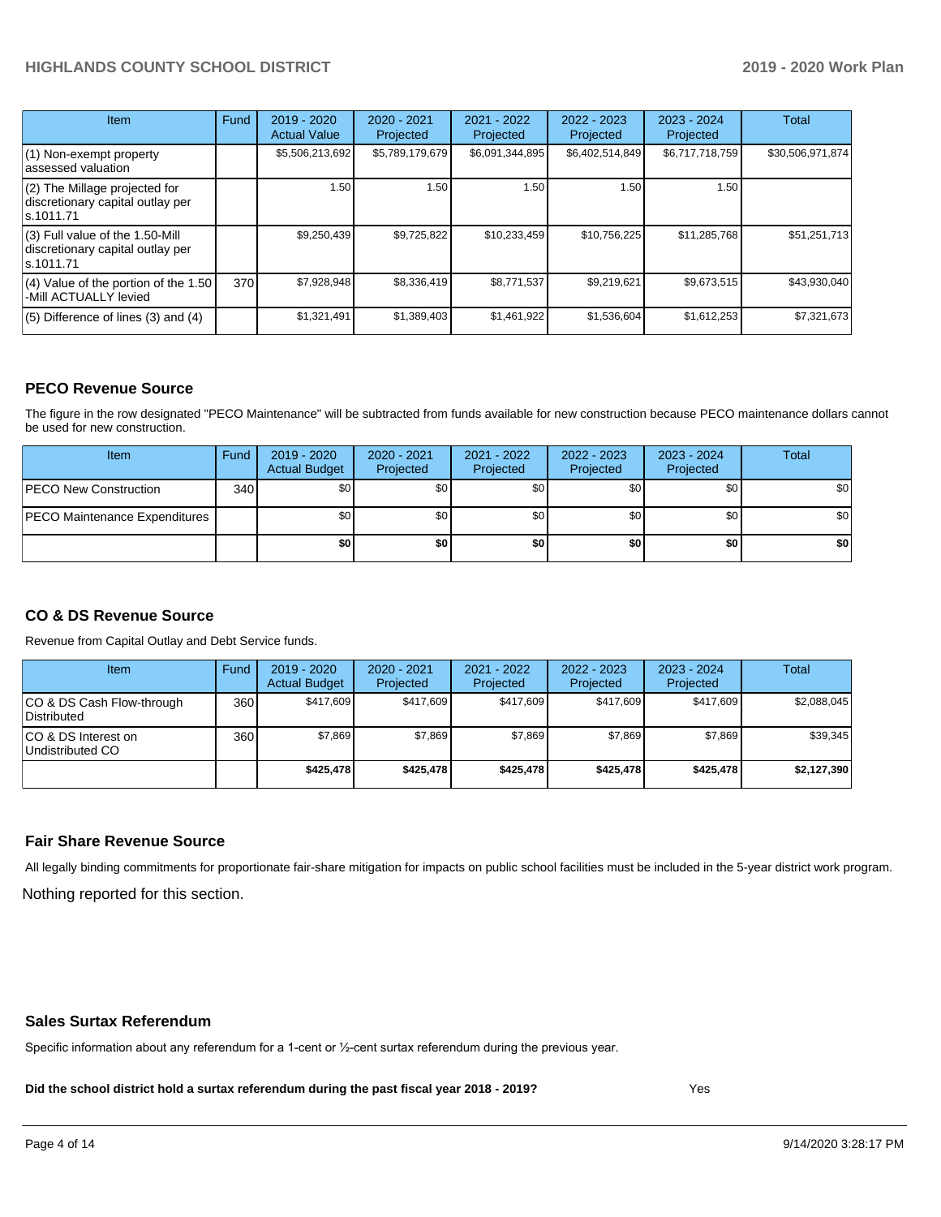| Item | Fund | 2019 - 2020 Actual Value | 2020 - 2021 Projected | 2021 - 2022 Projected | 2022 - 2023 Projected | 2023 - 2024 Projected | Total |
|---|---|---|---|---|---|---|---|
| (1) Non-exempt property assessed valuation | | $5,506,213,692 | $5,789,179,679 | $6,091,344,895 | $6,402,514,849 | $6,717,718,759 | $30,506,971,874 |
| (2) The Millage projected for discretionary capital outlay per s.1011.71 | | 1.50 | 1.50 | 1.50 | 1.50 | 1.50 | |
| (3) Full value of the 1.50-Mill discretionary capital outlay per s.1011.71 | | $9,250,439 | $9,725,822 | $10,233,459 | $10,756,225 | $11,285,768 | $51,251,713 |
| (4) Value of the portion of the 1.50 -Mill ACTUALLY levied | 370 | $7,928,948 | $8,336,419 | $8,771,537 | $9,219,621 | $9,673,515 | $43,930,040 |
| (5) Difference of lines (3) and (4) | | $1,321,491 | $1,389,403 | $1,461,922 | $1,536,604 | $1,612,253 | $7,321,673 |

## PECO Revenue Source

The figure in the row designated "PECO Maintenance" will be subtracted from funds available for new construction because PECO maintenance dollars cannot be used for new construction.

| Item | Fund | 2019 - 2020 Actual Budget | 2020 - 2021 Projected | 2021 - 2022 Projected | 2022 - 2023 Projected | 2023 - 2024 Projected | Total |
|---|---|---|---|---|---|---|---|
| PECO New Construction | 340 | $0 | $0 | $0 | $0 | $0 | $0 |
| PECO Maintenance Expenditures | | $0 | $0 | $0 | $0 | $0 | $0 |
| | | **$0** | **$0** | **$0** | **$0** | **$0** | **$0** |

## CO & DS Revenue Source

Revenue from Capital Outlay and Debt Service funds.

| Item | Fund | 2019 - 2020 Actual Budget | 2020 - 2021 Projected | 2021 - 2022 Projected | 2022 - 2023 Projected | 2023 - 2024 Projected | Total |
|---|---|---|---|---|---|---|---|
| CO & DS Cash Flow-through Distributed | 360 | $417,609 | $417,609 | $417,609 | $417,609 | $417,609 | $2,088,045 |
| CO & DS Interest on Undistributed CO | 360 | $7,869 | $7,869 | $7,869 | $7,869 | $7,869 | $39,345 |
| | | **$425,478** | **$425,478** | **$425,478** | **$425,478** | **$425,478** | **$2,127,390** |

## Fair Share Revenue Source

All legally binding commitments for proportionate fair-share mitigation for impacts on public school facilities must be included in the 5-year district work program.

Nothing reported for this section.

## Sales Surtax Referendum

Specific information about any referendum for a 1-cent or ½-cent surtax referendum during the previous year.

**Did the school district hold a surtax referendum during the past fiscal year 2018 - 2019?** Yes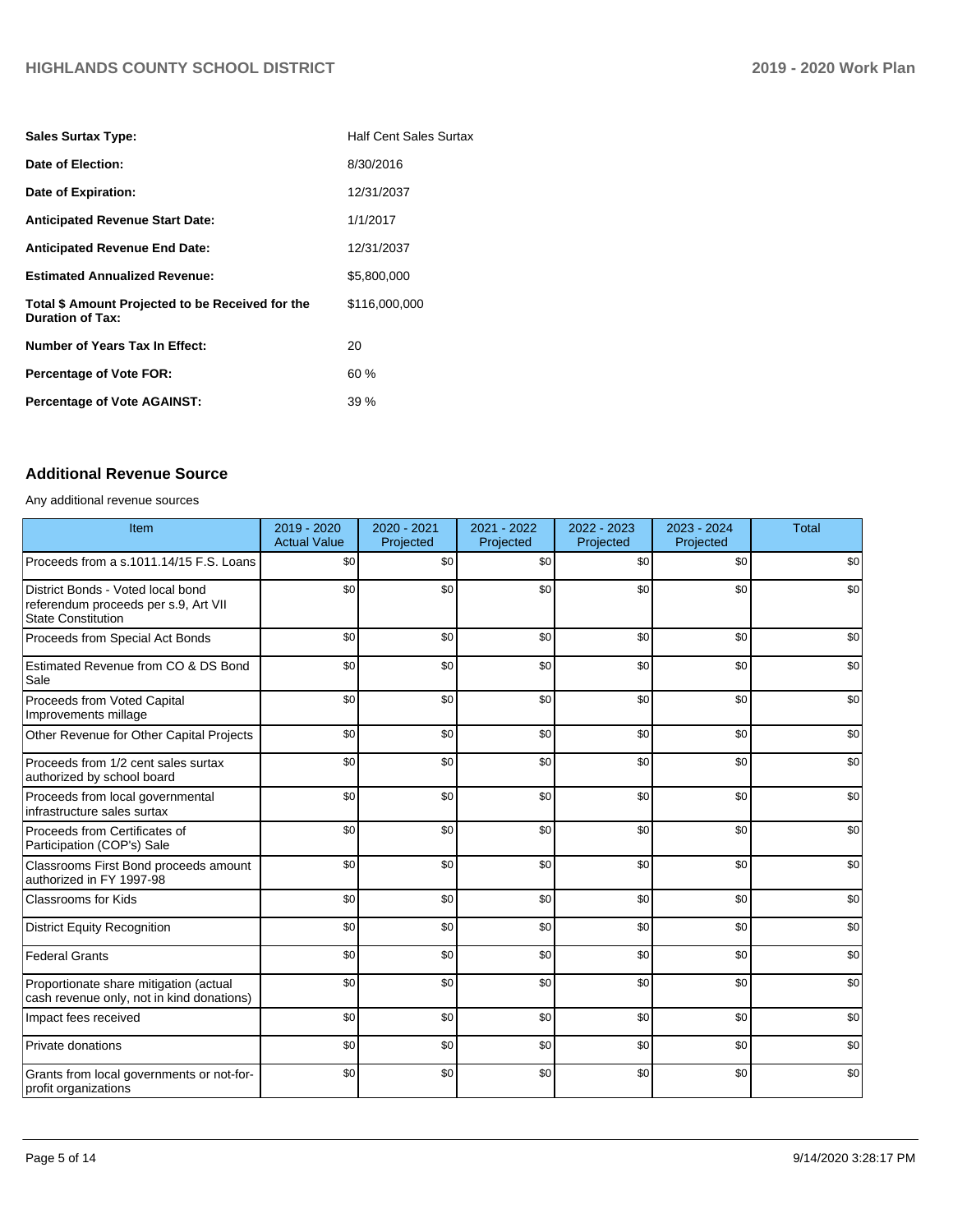| | |
|---|---|
| **Sales Surtax Type:** | Half Cent Sales Surtax |
| **Date of Election:** | 8/30/2016 |
| **Date of Expiration:** | 12/31/2037 |
| **Anticipated Revenue Start Date:** | 1/1/2017 |
| **Anticipated Revenue End Date:** | 12/31/2037 |
| **Estimated Annualized Revenue:** | $5,800,000 |
| **Total $ Amount Projected to be Received for the Duration of Tax:** | $116,000,000 |
| **Number of Years Tax In Effect:** | 20 |
| **Percentage of Vote FOR:** | 60 % |
| **Percentage of Vote AGAINST:** | 39 % |

## Additional Revenue Source

Any additional revenue sources

| Item | 2019 - 2020 Actual Value | 2020 - 2021 Projected | 2021 - 2022 Projected | 2022 - 2023 Projected | 2023 - 2024 Projected | Total |
|---|---|---|---|---|---|---|
| Proceeds from a s.1011.14/15 F.S. Loans | $0 | $0 | $0 | $0 | $0 | $0 |
| District Bonds - Voted local bond referendum proceeds per s.9, Art VII State Constitution | $0 | $0 | $0 | $0 | $0 | $0 |
| Proceeds from Special Act Bonds | $0 | $0 | $0 | $0 | $0 | $0 |
| Estimated Revenue from CO & DS Bond Sale | $0 | $0 | $0 | $0 | $0 | $0 |
| Proceeds from Voted Capital Improvements millage | $0 | $0 | $0 | $0 | $0 | $0 |
| Other Revenue for Other Capital Projects | $0 | $0 | $0 | $0 | $0 | $0 |
| Proceeds from 1/2 cent sales surtax authorized by school board | $0 | $0 | $0 | $0 | $0 | $0 |
| Proceeds from local governmental infrastructure sales surtax | $0 | $0 | $0 | $0 | $0 | $0 |
| Proceeds from Certificates of Participation (COP's) Sale | $0 | $0 | $0 | $0 | $0 | $0 |
| Classrooms First Bond proceeds amount authorized in FY 1997-98 | $0 | $0 | $0 | $0 | $0 | $0 |
| Classrooms for Kids | $0 | $0 | $0 | $0 | $0 | $0 |
| District Equity Recognition | $0 | $0 | $0 | $0 | $0 | $0 |
| Federal Grants | $0 | $0 | $0 | $0 | $0 | $0 |
| Proportionate share mitigation (actual cash revenue only, not in kind donations) | $0 | $0 | $0 | $0 | $0 | $0 |
| Impact fees received | $0 | $0 | $0 | $0 | $0 | $0 |
| Private donations | $0 | $0 | $0 | $0 | $0 | $0 |
| Grants from local governments or not-for-profit organizations | $0 | $0 | $0 | $0 | $0 | $0 |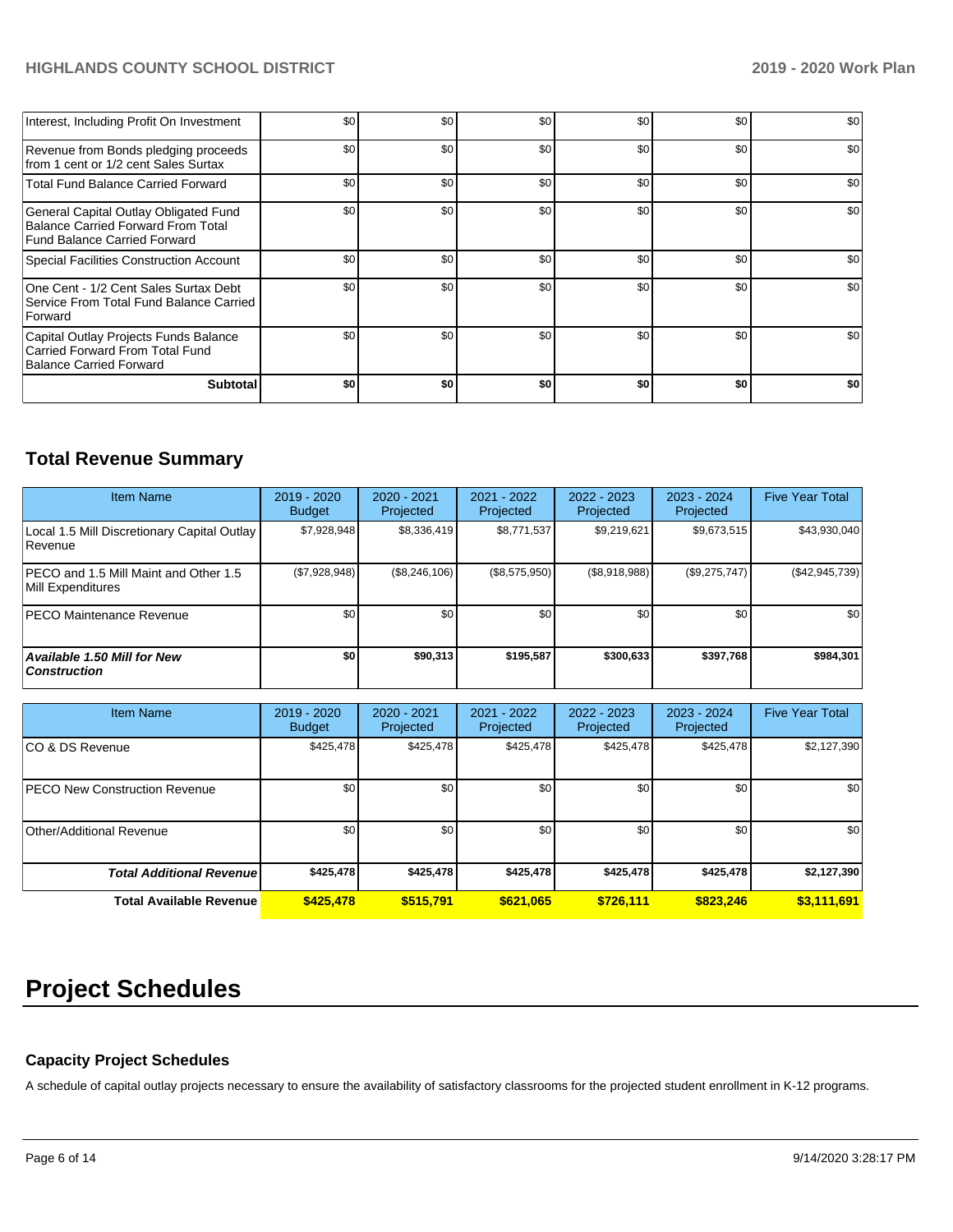| | | | | | | |
|---|---|---|---|---|---|---|
| Interest, Including Profit On Investment | $0 | $0 | $0 | $0 | $0 | $0 |
| Revenue from Bonds pledging proceeds from 1 cent or 1/2 cent Sales Surtax | $0 | $0 | $0 | $0 | $0 | $0 |
| Total Fund Balance Carried Forward | $0 | $0 | $0 | $0 | $0 | $0 |
| General Capital Outlay Obligated Fund Balance Carried Forward From Total Fund Balance Carried Forward | $0 | $0 | $0 | $0 | $0 | $0 |
| Special Facilities Construction Account | $0 | $0 | $0 | $0 | $0 | $0 |
| One Cent - 1/2 Cent Sales Surtax Debt Service From Total Fund Balance Carried Forward | $0 | $0 | $0 | $0 | $0 | $0 |
| Capital Outlay Projects Funds Balance Carried Forward From Total Fund Balance Carried Forward | $0 | $0 | $0 | $0 | $0 | $0 |
| **Subtotal** | **$0** | **$0** | **$0** | **$0** | **$0** | **$0** |

## Total Revenue Summary

| Item Name | 2019 - 2020 Budget | 2020 - 2021 Projected | 2021 - 2022 Projected | 2022 - 2023 Projected | 2023 - 2024 Projected | Five Year Total |
|---|---|---|---|---|---|---|
| Local 1.5 Mill Discretionary Capital Outlay Revenue | $7,928,948 | $8,336,419 | $8,771,537 | $9,219,621 | $9,673,515 | $43,930,040 |
| PECO and 1.5 Mill Maint and Other 1.5 Mill Expenditures | ($7,928,948) | ($8,246,106) | ($8,575,950) | ($8,918,988) | ($9,275,747) | ($42,945,739) |
| PECO Maintenance Revenue | $0 | $0 | $0 | $0 | $0 | $0 |
| ***Available 1.50 Mill for New Construction*** | **$0** | **$90,313** | **$195,587** | **$300,633** | **$397,768** | **$984,301** |

| Item Name | 2019 - 2020 Budget | 2020 - 2021 Projected | 2021 - 2022 Projected | 2022 - 2023 Projected | 2023 - 2024 Projected | Five Year Total |
|---|---|---|---|---|---|---|
| CO & DS Revenue | $425,478 | $425,478 | $425,478 | $425,478 | $425,478 | $2,127,390 |
| PECO New Construction Revenue | $0 | $0 | $0 | $0 | $0 | $0 |
| Other/Additional Revenue | $0 | $0 | $0 | $0 | $0 | $0 |
| ***Total Additional Revenue*** | **$425,478** | **$425,478** | **$425,478** | **$425,478** | **$425,478** | **$2,127,390** |
| **Total Available Revenue** | **$425,478** | **$515,791** | **$621,065** | **$726,111** | **$823,246** | **$3,111,691** |

# Project Schedules

### Capacity Project Schedules

A schedule of capital outlay projects necessary to ensure the availability of satisfactory classrooms for the projected student enrollment in K-12 programs.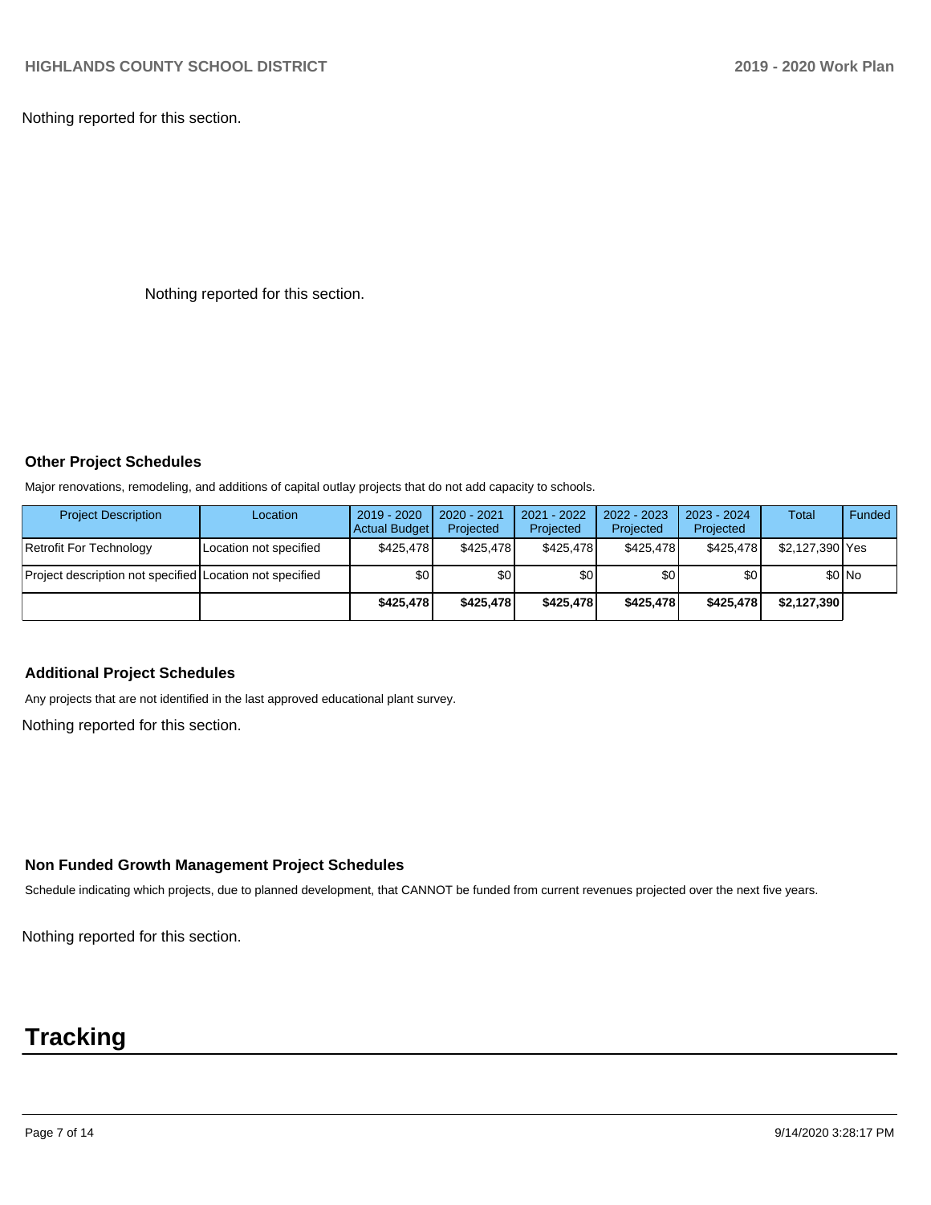Nothing reported for this section.

Nothing reported for this section.

### Other Project Schedules

Major renovations, remodeling, and additions of capital outlay projects that do not add capacity to schools.

| Project Description | Location | 2019 - 2020 Actual Budget | 2020 - 2021 Projected | 2021 - 2022 Projected | 2022 - 2023 Projected | 2023 - 2024 Projected | Total | Funded |
|---|---|---|---|---|---|---|---|---|
| Retrofit For Technology | Location not specified | $425,478 | $425,478 | $425,478 | $425,478 | $425,478 | $2,127,390 | Yes |
| Project description not specified | Location not specified | $0 | $0 | $0 | $0 | $0 | $0 | No |
| | | **$425,478** | **$425,478** | **$425,478** | **$425,478** | **$425,478** | **$2,127,390** | |

### Additional Project Schedules

Any projects that are not identified in the last approved educational plant survey.

Nothing reported for this section.

### Non Funded Growth Management Project Schedules

Schedule indicating which projects, due to planned development, that CANNOT be funded from current revenues projected over the next five years.

Nothing reported for this section.

# Tracking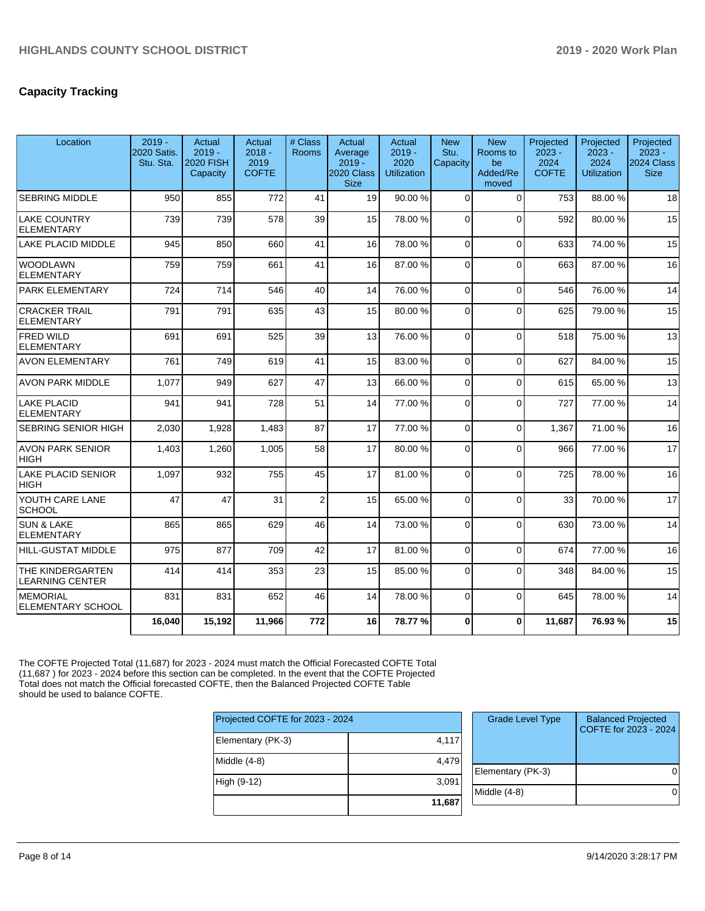## Capacity Tracking

| Location | 2019 - 2020 Satis. Stu. Sta. | Actual 2019 - 2020 FISH Capacity | Actual 2018 - 2019 COFTE | # Class Rooms | Actual Average 2019 - 2020 Class Size | Actual 2019 - 2020 Utilization | New Stu. Capacity | New Rooms to be Added/Removed | Projected 2023 - 2024 COFTE | Projected 2023 - 2024 Utilization | Projected 2023 - 2024 Class Size |
|---|---|---|---|---|---|---|---|---|---|---|---|
| SEBRING MIDDLE | 950 | 855 | 772 | 41 | 19 | 90.00 % | 0 | 0 | 753 | 88.00 % | 18 |
| LAKE COUNTRY ELEMENTARY | 739 | 739 | 578 | 39 | 15 | 78.00 % | 0 | 0 | 592 | 80.00 % | 15 |
| LAKE PLACID MIDDLE | 945 | 850 | 660 | 41 | 16 | 78.00 % | 0 | 0 | 633 | 74.00 % | 15 |
| WOODLAWN ELEMENTARY | 759 | 759 | 661 | 41 | 16 | 87.00 % | 0 | 0 | 663 | 87.00 % | 16 |
| PARK ELEMENTARY | 724 | 714 | 546 | 40 | 14 | 76.00 % | 0 | 0 | 546 | 76.00 % | 14 |
| CRACKER TRAIL ELEMENTARY | 791 | 791 | 635 | 43 | 15 | 80.00 % | 0 | 0 | 625 | 79.00 % | 15 |
| FRED WILD ELEMENTARY | 691 | 691 | 525 | 39 | 13 | 76.00 % | 0 | 0 | 518 | 75.00 % | 13 |
| AVON ELEMENTARY | 761 | 749 | 619 | 41 | 15 | 83.00 % | 0 | 0 | 627 | 84.00 % | 15 |
| AVON PARK MIDDLE | 1,077 | 949 | 627 | 47 | 13 | 66.00 % | 0 | 0 | 615 | 65.00 % | 13 |
| LAKE PLACID ELEMENTARY | 941 | 941 | 728 | 51 | 14 | 77.00 % | 0 | 0 | 727 | 77.00 % | 14 |
| SEBRING SENIOR HIGH | 2,030 | 1,928 | 1,483 | 87 | 17 | 77.00 % | 0 | 0 | 1,367 | 71.00 % | 16 |
| AVON PARK SENIOR HIGH | 1,403 | 1,260 | 1,005 | 58 | 17 | 80.00 % | 0 | 0 | 966 | 77.00 % | 17 |
| LAKE PLACID SENIOR HIGH | 1,097 | 932 | 755 | 45 | 17 | 81.00 % | 0 | 0 | 725 | 78.00 % | 16 |
| YOUTH CARE LANE SCHOOL | 47 | 47 | 31 | 2 | 15 | 65.00 % | 0 | 0 | 33 | 70.00 % | 17 |
| SUN & LAKE ELEMENTARY | 865 | 865 | 629 | 46 | 14 | 73.00 % | 0 | 0 | 630 | 73.00 % | 14 |
| HILL-GUSTAT MIDDLE | 975 | 877 | 709 | 42 | 17 | 81.00 % | 0 | 0 | 674 | 77.00 % | 16 |
| THE KINDERGARTEN LEARNING CENTER | 414 | 414 | 353 | 23 | 15 | 85.00 % | 0 | 0 | 348 | 84.00 % | 15 |
| MEMORIAL ELEMENTARY SCHOOL | 831 | 831 | 652 | 46 | 14 | 78.00 % | 0 | 0 | 645 | 78.00 % | 14 |
| | **16,040** | **15,192** | **11,966** | **772** | **16** | **78.77 %** | **0** | **0** | **11,687** | **76.93 %** | **15** |

The COFTE Projected Total (11,687) for 2023 - 2024 must match the Official Forecasted COFTE Total (11,687 ) for 2023 - 2024 before this section can be completed. In the event that the COFTE Projected Total does not match the Official forecasted COFTE, then the Balanced Projected COFTE Table should be used to balance COFTE.

| Projected COFTE for 2023 - 2024 | |
|---|---|
| Elementary (PK-3) | 4,117 |
| Middle (4-8) | 4,479 |
| High (9-12) | 3,091 |
| | **11,687** |

| Grade Level Type | Balanced Projected COFTE for 2023 - 2024 |
|---|---|
| Elementary (PK-3) | 0 |
| Middle (4-8) | 0 |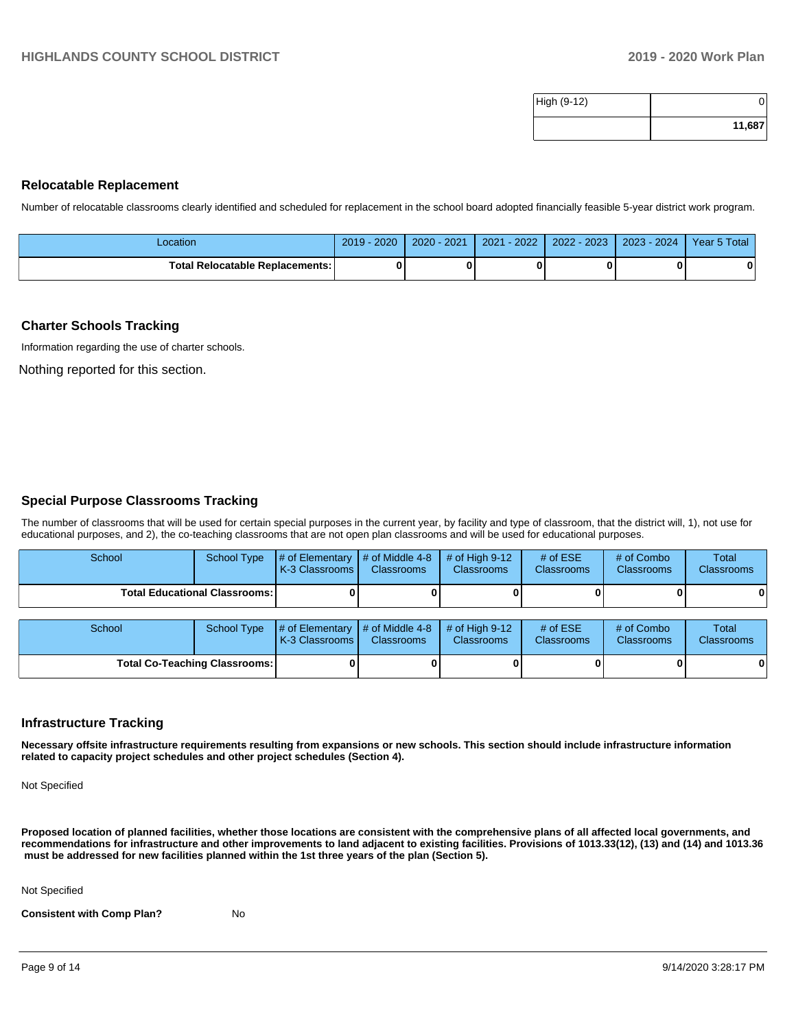| High (9-12) | 0 |
|---|---|
| | **11,687** |

## Relocatable Replacement

Number of relocatable classrooms clearly identified and scheduled for replacement in the school board adopted financially feasible 5-year district work program.

| Location | 2019 - 2020 | 2020 - 2021 | 2021 - 2022 | 2022 - 2023 | 2023 - 2024 | Year 5 Total |
|---|---|---|---|---|---|---|
| **Total Relocatable Replacements:** | **0** | **0** | **0** | **0** | **0** | **0** |

## Charter Schools Tracking

Information regarding the use of charter schools.

Nothing reported for this section.

## Special Purpose Classrooms Tracking

The number of classrooms that will be used for certain special purposes in the current year, by facility and type of classroom, that the district will, 1), not use for educational purposes, and 2), the co-teaching classrooms that are not open plan classrooms and will be used for educational purposes.

| School | School Type | # of Elementary K-3 Classrooms | # of Middle 4-8 Classrooms | # of High 9-12 Classrooms | # of ESE Classrooms | # of Combo Classrooms | Total Classrooms |
|---|---|---|---|---|---|---|---|
| **Total Educational Classrooms:** | | **0** | **0** | **0** | **0** | **0** | **0** |

| School | School Type | # of Elementary K-3 Classrooms | # of Middle 4-8 Classrooms | # of High 9-12 Classrooms | # of ESE Classrooms | # of Combo Classrooms | Total Classrooms |
|---|---|---|---|---|---|---|---|
| **Total Co-Teaching Classrooms:** | | **0** | **0** | **0** | **0** | **0** | **0** |

## Infrastructure Tracking

**Necessary offsite infrastructure requirements resulting from expansions or new schools. This section should include infrastructure information related to capacity project schedules and other project schedules (Section 4).**

Not Specified

**Proposed location of planned facilities, whether those locations are consistent with the comprehensive plans of all affected local governments, and recommendations for infrastructure and other improvements to land adjacent to existing facilities. Provisions of 1013.33(12), (13) and (14) and 1013.36 must be addressed for new facilities planned within the 1st three years of the plan (Section 5).**

Not Specified

**Consistent with Comp Plan?** No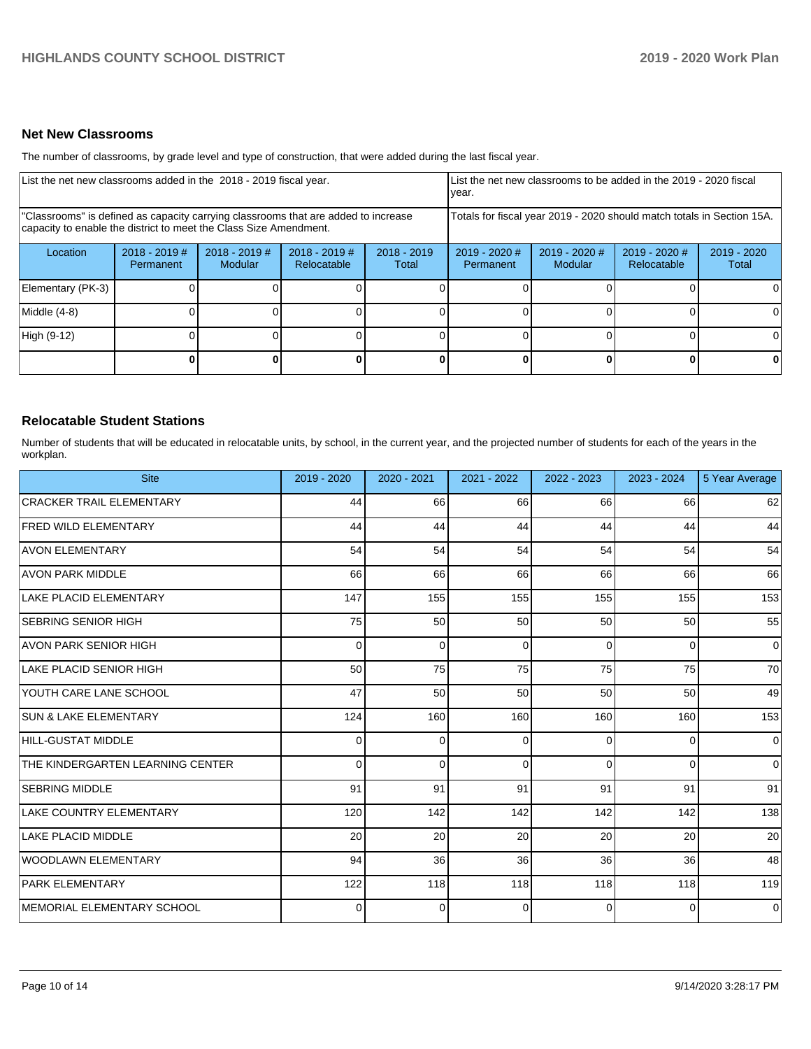## Net New Classrooms

The number of classrooms, by grade level and type of construction, that were added during the last fiscal year.

| List the net new classrooms added in the 2018 - 2019 fiscal year. | | | | | List the net new classrooms to be added in the 2019 - 2020 fiscal year. | | | |
|---|---|---|---|---|---|---|---|---|
| "Classrooms" is defined as capacity carrying classrooms that are added to increase capacity to enable the district to meet the Class Size Amendment. | | | | | Totals for fiscal year 2019 - 2020 should match totals in Section 15A. | | | |
| Location | 2018 - 2019 # Permanent | 2018 - 2019 # Modular | 2018 - 2019 # Relocatable | 2018 - 2019 Total | 2019 - 2020 # Permanent | 2019 - 2020 # Modular | 2019 - 2020 # Relocatable | 2019 - 2020 Total |
| Elementary (PK-3) | 0 | 0 | 0 | 0 | 0 | 0 | 0 | 0 |
| Middle (4-8) | 0 | 0 | 0 | 0 | 0 | 0 | 0 | 0 |
| High (9-12) | 0 | 0 | 0 | 0 | 0 | 0 | 0 | 0 |
| | **0** | **0** | **0** | **0** | **0** | **0** | **0** | **0** |

## Relocatable Student Stations

Number of students that will be educated in relocatable units, by school, in the current year, and the projected number of students for each of the years in the workplan.

| Site | 2019 - 2020 | 2020 - 2021 | 2021 - 2022 | 2022 - 2023 | 2023 - 2024 | 5 Year Average |
|---|---|---|---|---|---|---|
| CRACKER TRAIL ELEMENTARY | 44 | 66 | 66 | 66 | 66 | 62 |
| FRED WILD ELEMENTARY | 44 | 44 | 44 | 44 | 44 | 44 |
| AVON ELEMENTARY | 54 | 54 | 54 | 54 | 54 | 54 |
| AVON PARK MIDDLE | 66 | 66 | 66 | 66 | 66 | 66 |
| LAKE PLACID ELEMENTARY | 147 | 155 | 155 | 155 | 155 | 153 |
| SEBRING SENIOR HIGH | 75 | 50 | 50 | 50 | 50 | 55 |
| AVON PARK SENIOR HIGH | 0 | 0 | 0 | 0 | 0 | 0 |
| LAKE PLACID SENIOR HIGH | 50 | 75 | 75 | 75 | 75 | 70 |
| YOUTH CARE LANE SCHOOL | 47 | 50 | 50 | 50 | 50 | 49 |
| SUN & LAKE ELEMENTARY | 124 | 160 | 160 | 160 | 160 | 153 |
| HILL-GUSTAT MIDDLE | 0 | 0 | 0 | 0 | 0 | 0 |
| THE KINDERGARTEN LEARNING CENTER | 0 | 0 | 0 | 0 | 0 | 0 |
| SEBRING MIDDLE | 91 | 91 | 91 | 91 | 91 | 91 |
| LAKE COUNTRY ELEMENTARY | 120 | 142 | 142 | 142 | 142 | 138 |
| LAKE PLACID MIDDLE | 20 | 20 | 20 | 20 | 20 | 20 |
| WOODLAWN ELEMENTARY | 94 | 36 | 36 | 36 | 36 | 48 |
| PARK ELEMENTARY | 122 | 118 | 118 | 118 | 118 | 119 |
| MEMORIAL ELEMENTARY SCHOOL | 0 | 0 | 0 | 0 | 0 | 0 |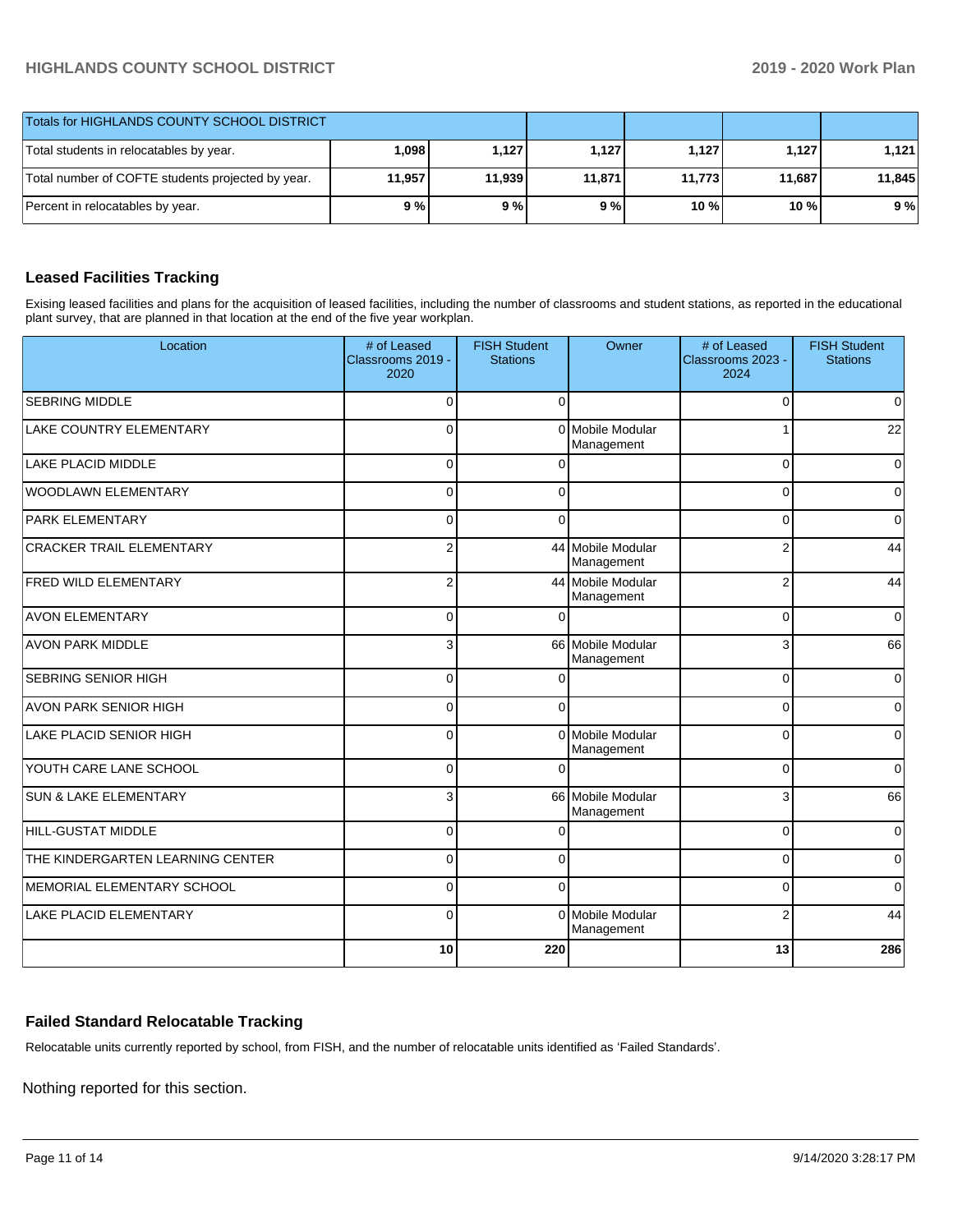| Totals for HIGHLANDS COUNTY SCHOOL DISTRICT | | | | | | |
|---|---|---|---|---|---|---|
| Total students in relocatables by year. | 1,098 | 1,127 | 1,127 | 1,127 | 1,127 | 1,121 |
| Total number of COFTE students projected by year. | 11,957 | 11,939 | 11,871 | 11,773 | 11,687 | 11,845 |
| Percent in relocatables by year. | 9 % | 9 % | 9 % | 10 % | 10 % | 9 % |

## Leased Facilities Tracking

Exising leased facilities and plans for the acquisition of leased facilities, including the number of classrooms and student stations, as reported in the educational plant survey, that are planned in that location at the end of the five year workplan.

| Location | # of Leased Classrooms 2019 - 2020 | FISH Student Stations | Owner | # of Leased Classrooms 2023 - 2024 | FISH Student Stations |
|---|---|---|---|---|---|
| SEBRING MIDDLE | 0 | 0 | | 0 | 0 |
| LAKE COUNTRY ELEMENTARY | 0 | 0 | Mobile Modular Management | 1 | 22 |
| LAKE PLACID MIDDLE | 0 | 0 | | 0 | 0 |
| WOODLAWN ELEMENTARY | 0 | 0 | | 0 | 0 |
| PARK ELEMENTARY | 0 | 0 | | 0 | 0 |
| CRACKER TRAIL ELEMENTARY | 2 | 44 | Mobile Modular Management | 2 | 44 |
| FRED WILD ELEMENTARY | 2 | 44 | Mobile Modular Management | 2 | 44 |
| AVON ELEMENTARY | 0 | 0 | | 0 | 0 |
| AVON PARK MIDDLE | 3 | 66 | Mobile Modular Management | 3 | 66 |
| SEBRING SENIOR HIGH | 0 | 0 | | 0 | 0 |
| AVON PARK SENIOR HIGH | 0 | 0 | | 0 | 0 |
| LAKE PLACID SENIOR HIGH | 0 | 0 | Mobile Modular Management | 0 | 0 |
| YOUTH CARE LANE SCHOOL | 0 | 0 | | 0 | 0 |
| SUN & LAKE ELEMENTARY | 3 | 66 | Mobile Modular Management | 3 | 66 |
| HILL-GUSTAT MIDDLE | 0 | 0 | | 0 | 0 |
| THE KINDERGARTEN LEARNING CENTER | 0 | 0 | | 0 | 0 |
| MEMORIAL ELEMENTARY SCHOOL | 0 | 0 | | 0 | 0 |
| LAKE PLACID ELEMENTARY | 0 | 0 | Mobile Modular Management | 2 | 44 |
| | 10 | 220 | | 13 | 286 |

## Failed Standard Relocatable Tracking

Relocatable units currently reported by school, from FISH, and the number of relocatable units identified as 'Failed Standards'.

Nothing reported for this section.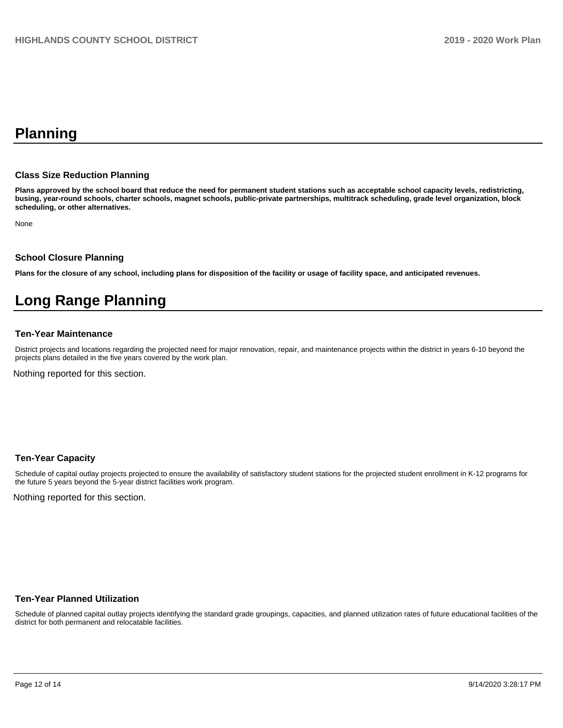# Planning

### Class Size Reduction Planning

**Plans approved by the school board that reduce the need for permanent student stations such as acceptable school capacity levels, redistricting, busing, year-round schools, charter schools, magnet schools, public-private partnerships, multitrack scheduling, grade level organization, block scheduling, or other alternatives.**

None

### School Closure Planning

**Plans for the closure of any school, including plans for disposition of the facility or usage of facility space, and anticipated revenues.**

# Long Range Planning

### Ten-Year Maintenance

District projects and locations regarding the projected need for major renovation, repair, and maintenance projects within the district in years 6-10 beyond the projects plans detailed in the five years covered by the work plan.

Nothing reported for this section.

### Ten-Year Capacity

Schedule of capital outlay projects projected to ensure the availability of satisfactory student stations for the projected student enrollment in K-12 programs for the future 5 years beyond the 5-year district facilities work program.

Nothing reported for this section.

### Ten-Year Planned Utilization

Schedule of planned capital outlay projects identifying the standard grade groupings, capacities, and planned utilization rates of future educational facilities of the district for both permanent and relocatable facilities.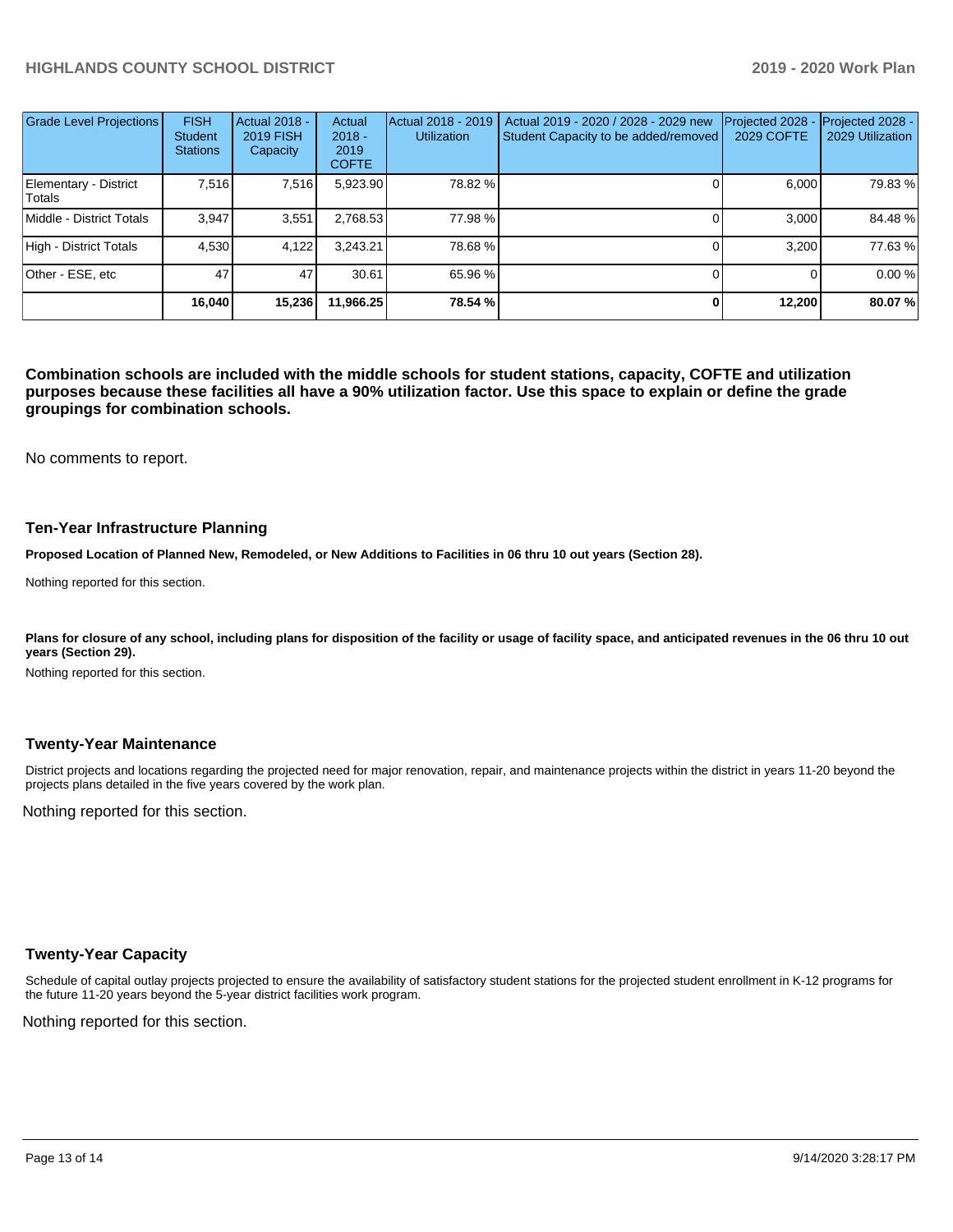| Grade Level Projections | FISH Student Stations | Actual 2018 - 2019 FISH Capacity | Actual 2018 - 2019 COFTE | Actual 2018 - 2019 Utilization | Actual 2019 - 2020 / 2028 - 2029 new Student Capacity to be added/removed | Projected 2028 - 2029 COFTE | Projected 2028 - 2029 Utilization |
|---|---|---|---|---|---|---|---|
| Elementary - District Totals | 7,516 | 7,516 | 5,923.90 | 78.82 % | 0 | 6,000 | 79.83 % |
| Middle - District Totals | 3,947 | 3,551 | 2,768.53 | 77.98 % | 0 | 3,000 | 84.48 % |
| High - District Totals | 4,530 | 4,122 | 3,243.21 | 78.68 % | 0 | 3,200 | 77.63 % |
| Other - ESE, etc | 47 | 47 | 30.61 | 65.96 % | 0 | 0 | 0.00 % |
| | **16,040** | **15,236** | **11,966.25** | **78.54 %** | **0** | **12,200** | **80.07 %** |

**Combination schools are included with the middle schools for student stations, capacity, COFTE and utilization purposes because these facilities all have a 90% utilization factor. Use this space to explain or define the grade groupings for combination schools.**

No comments to report.

### Ten-Year Infrastructure Planning

**Proposed Location of Planned New, Remodeled, or New Additions to Facilities in 06 thru 10 out years (Section 28).**

Nothing reported for this section.

**Plans for closure of any school, including plans for disposition of the facility or usage of facility space, and anticipated revenues in the 06 thru 10 out years (Section 29).**

Nothing reported for this section.

### Twenty-Year Maintenance

District projects and locations regarding the projected need for major renovation, repair, and maintenance projects within the district in years 11-20 beyond the projects plans detailed in the five years covered by the work plan.

Nothing reported for this section.

### Twenty-Year Capacity

Schedule of capital outlay projects projected to ensure the availability of satisfactory student stations for the projected student enrollment in K-12 programs for the future 11-20 years beyond the 5-year district facilities work program.

Nothing reported for this section.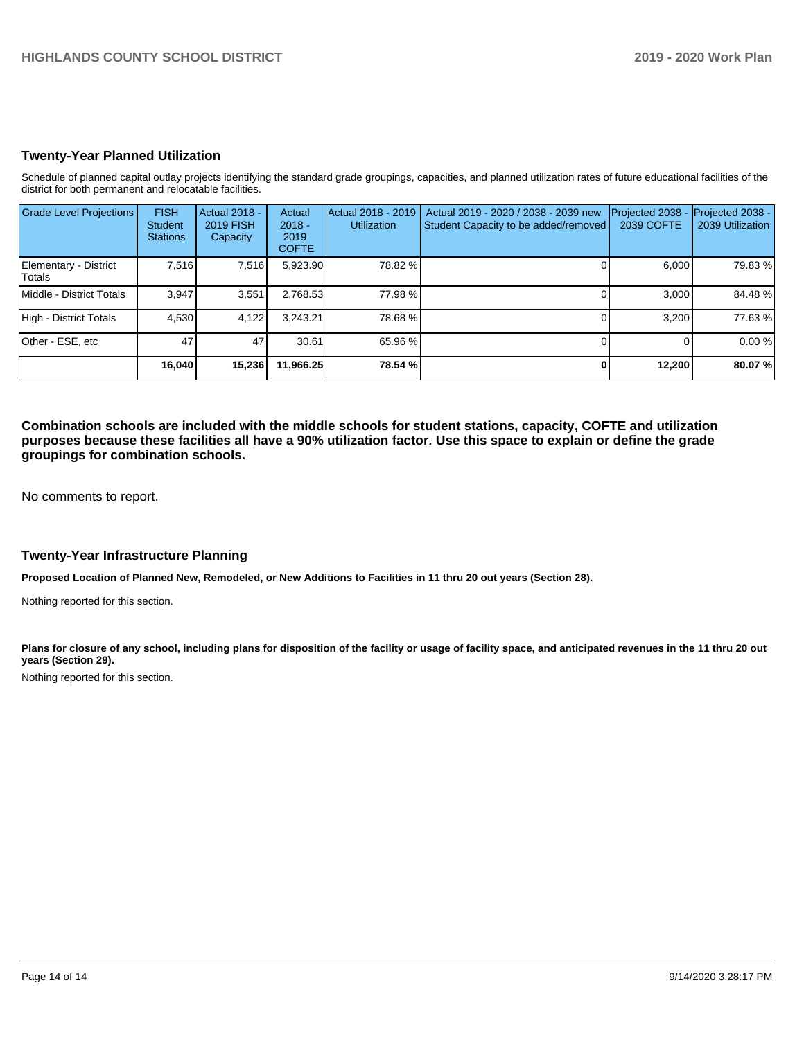## Twenty-Year Planned Utilization

Schedule of planned capital outlay projects identifying the standard grade groupings, capacities, and planned utilization rates of future educational facilities of the district for both permanent and relocatable facilities.

| Grade Level Projections | FISH Student Stations | Actual 2018 - 2019 FISH Capacity | Actual 2018 - 2019 COFTE | Actual 2018 - 2019 Utilization | Actual 2019 - 2020 / 2038 - 2039 new Student Capacity to be added/removed | Projected 2038 - 2039 COFTE | Projected 2038 - 2039 Utilization |
|---|---|---|---|---|---|---|---|
| Elementary - District Totals | 7,516 | 7,516 | 5,923.90 | 78.82 % | 0 | 6,000 | 79.83 % |
| Middle - District Totals | 3,947 | 3,551 | 2,768.53 | 77.98 % | 0 | 3,000 | 84.48 % |
| High - District Totals | 4,530 | 4,122 | 3,243.21 | 78.68 % | 0 | 3,200 | 77.63 % |
| Other - ESE, etc | 47 | 47 | 30.61 | 65.96 % | 0 | 0 | 0.00 % |
| | **16,040** | **15,236** | **11,966.25** | **78.54 %** | **0** | **12,200** | **80.07 %** |

**Combination schools are included with the middle schools for student stations, capacity, COFTE and utilization purposes because these facilities all have a 90% utilization factor. Use this space to explain or define the grade groupings for combination schools.**

No comments to report.

## Twenty-Year Infrastructure Planning

**Proposed Location of Planned New, Remodeled, or New Additions to Facilities in 11 thru 20 out years (Section 28).**

Nothing reported for this section.

**Plans for closure of any school, including plans for disposition of the facility or usage of facility space, and anticipated revenues in the 11 thru 20 out years (Section 29).**

Nothing reported for this section.